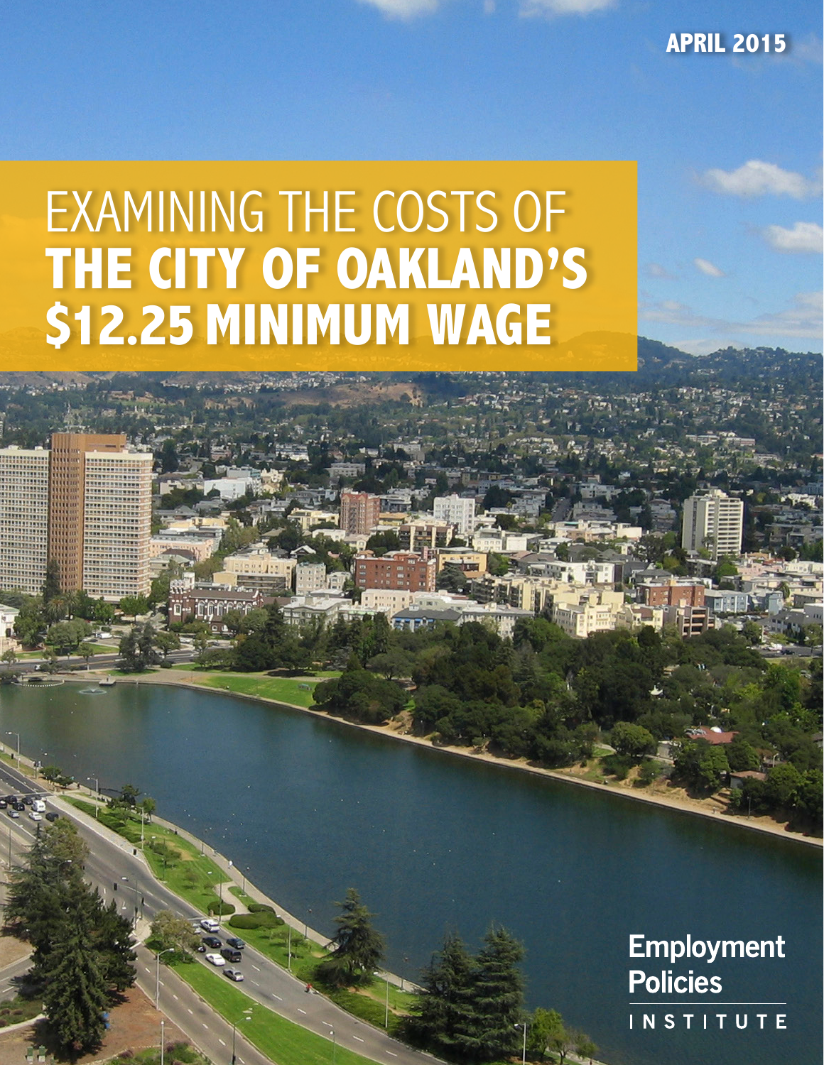APRIL 2015

# EXAMINING THE COSTS OF **THE CITY OF OAKLAND'S $12.25 MINIMUM WAGE**

Employment Policies INSTITUTE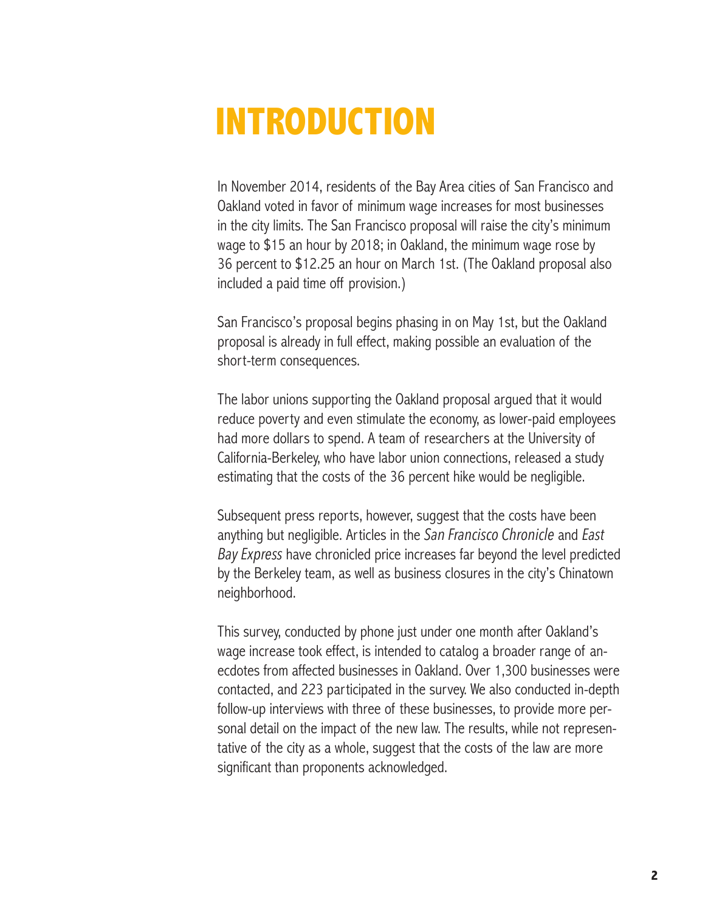# INTRODUCTION

In November 2014, residents of the Bay Area cities of San Francisco and Oakland voted in favor of minimum wage increases for most businesses in the city limits. The San Francisco proposal will raise the city's minimum wage to $15 an hour by 2018; in Oakland, the minimum wage rose by 36 percent to $12.25 an hour on March 1st. (The Oakland proposal also included a paid time off provision.)

San Francisco's proposal begins phasing in on May 1st, but the Oakland proposal is already in full effect, making possible an evaluation of the short-term consequences.

The labor unions supporting the Oakland proposal argued that it would reduce poverty and even stimulate the economy, as lower-paid employees had more dollars to spend. A team of researchers at the University of California-Berkeley, who have labor union connections, released a study estimating that the costs of the 36 percent hike would be negligible.

Subsequent press reports, however, suggest that the costs have been anything but negligible. Articles in the *San Francisco Chronicle* and *East Bay Express* have chronicled price increases far beyond the level predicted by the Berkeley team, as well as business closures in the city's Chinatown neighborhood.

This survey, conducted by phone just under one month after Oakland's wage increase took effect, is intended to catalog a broader range of anecdotes from affected businesses in Oakland. Over 1,300 businesses were contacted, and 223 participated in the survey. We also conducted in-depth follow-up interviews with three of these businesses, to provide more personal detail on the impact of the new law. The results, while not representative of the city as a whole, suggest that the costs of the law are more significant than proponents acknowledged.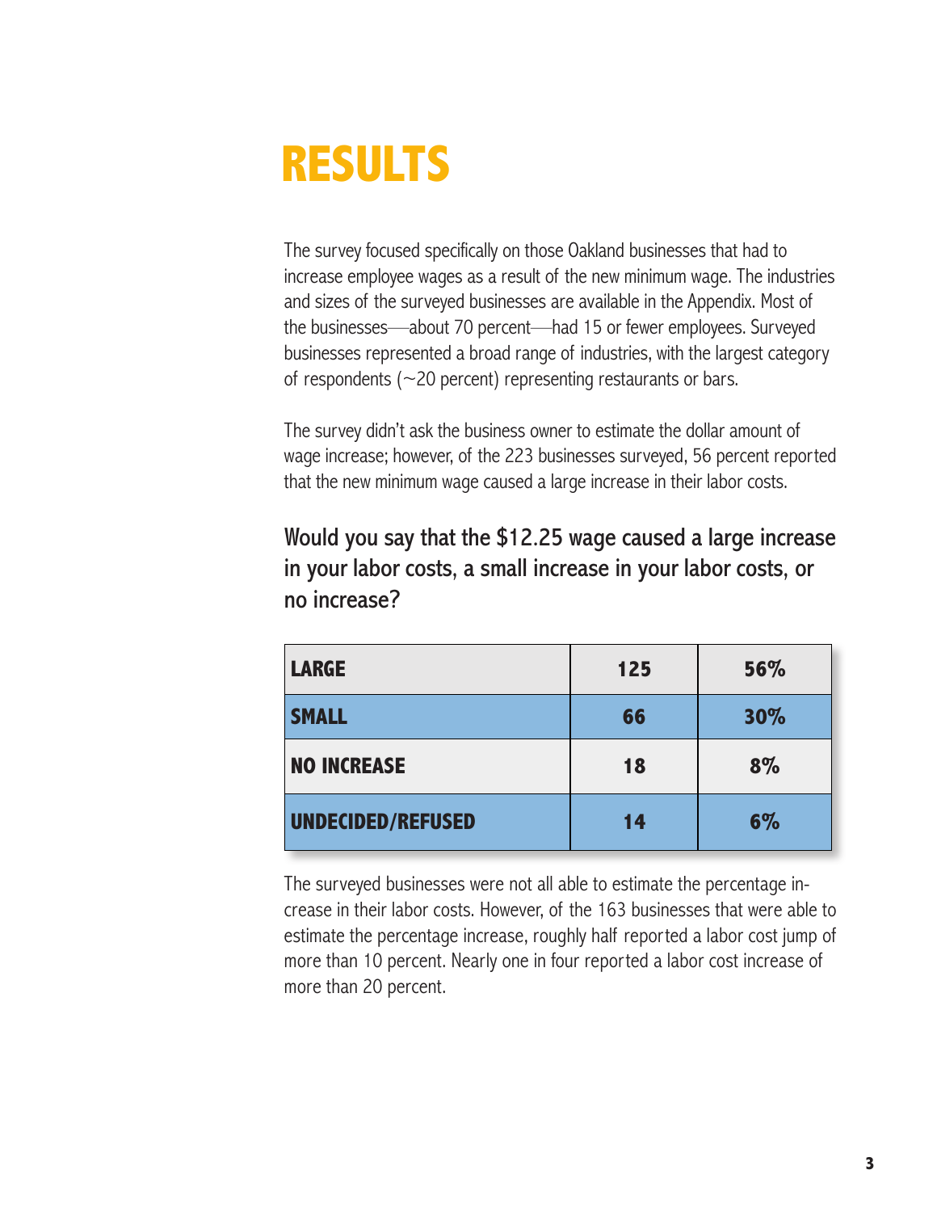# RESULTS

The survey focused specifically on those Oakland businesses that had to increase employee wages as a result of the new minimum wage. The industries and sizes of the surveyed businesses are available in the Appendix. Most of the businesses—about 70 percent—had 15 or fewer employees. Surveyed businesses represented a broad range of industries, with the largest category of respondents (~20 percent) representing restaurants or bars.

The survey didn't ask the business owner to estimate the dollar amount of wage increase; however, of the 223 businesses surveyed, 56 percent reported that the new minimum wage caused a large increase in their labor costs.

### Would you say that the $12.25 wage caused a large increase in your labor costs, a small increase in your labor costs, or no increase?

| | | |
|---|---|---|
| **LARGE** | **125** | **56%** |
| **SMALL** | **66** | **30%** |
| **NO INCREASE** | **18** | **8%** |
| **UNDECIDED/REFUSED** | **14** | **6%** |

The surveyed businesses were not all able to estimate the percentage increase in their labor costs. However, of the 163 businesses that were able to estimate the percentage increase, roughly half reported a labor cost jump of more than 10 percent. Nearly one in four reported a labor cost increase of more than 20 percent.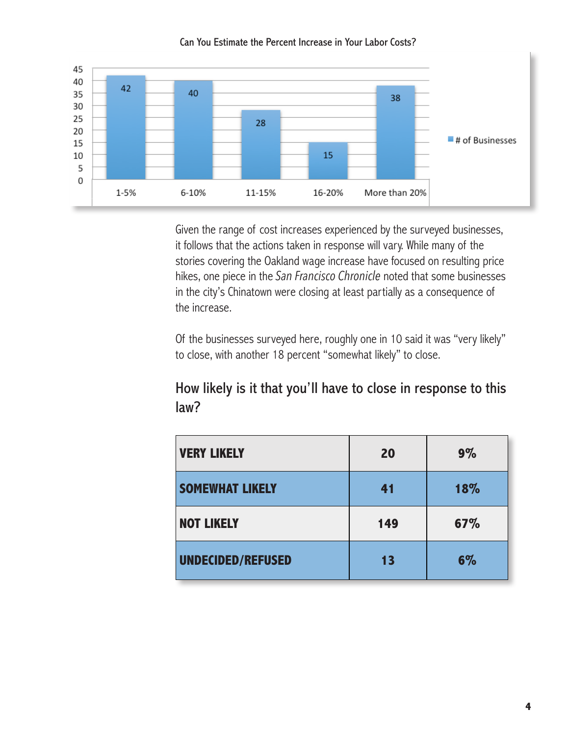Can You Estimate the Percent Increase in Your Labor Costs?

| | # of Businesses |
|---|---|
| 1-5% | 42 |
| 6-10% | 40 |
| 11-15% | 28 |
| 16-20% | 15 |
| More than 20% | 38 |

Given the range of cost increases experienced by the surveyed businesses, it follows that the actions taken in response will vary. While many of the stories covering the Oakland wage increase have focused on resulting price hikes, one piece in the *San Francisco Chronicle* noted that some businesses in the city's Chinatown were closing at least partially as a consequence of the increase.

Of the businesses surveyed here, roughly one in 10 said it was "very likely" to close, with another 18 percent "somewhat likely" to close.

## How likely is it that you'll have to close in response to this law?

| | | |
|---|---|---|
| **VERY LIKELY** | **20** | **9%** |
| **SOMEWHAT LIKELY** | **41** | **18%** |
| **NOT LIKELY** | **149** | **67%** |
| **UNDECIDED/REFUSED** | **13** | **6%** |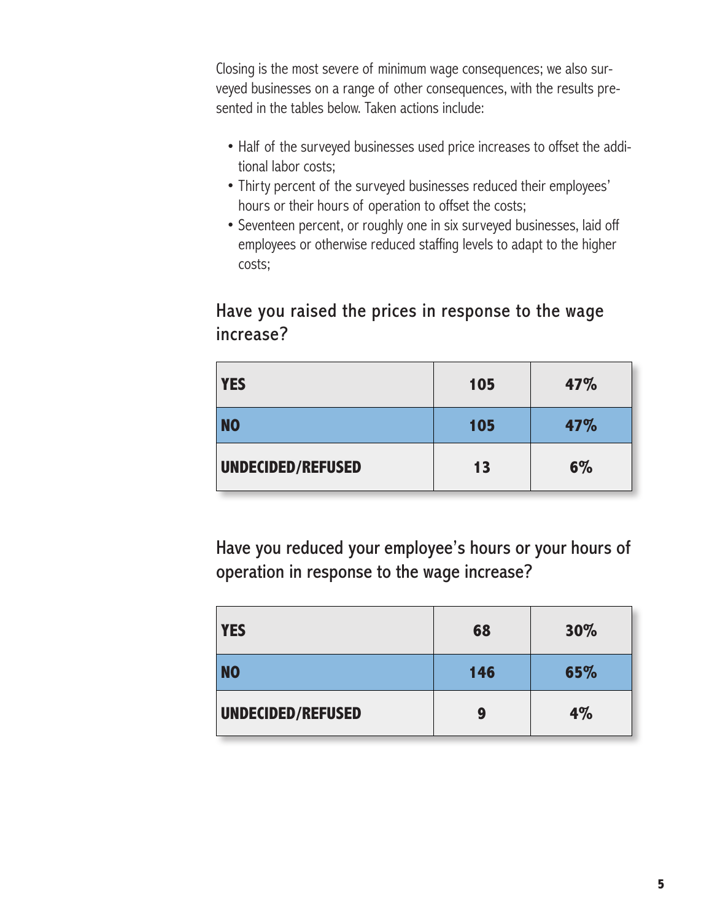Closing is the most severe of minimum wage consequences; we also surveyed businesses on a range of other consequences, with the results presented in the tables below. Taken actions include:

- Half of the surveyed businesses used price increases to offset the additional labor costs;
- Thirty percent of the surveyed businesses reduced their employees' hours or their hours of operation to offset the costs;
- Seventeen percent, or roughly one in six surveyed businesses, laid off employees or otherwise reduced staffing levels to adapt to the higher costs;

### Have you raised the prices in response to the wage increase?

| | | |
|---|---|---|
| **YES** | **105** | **47%** |
| **NO** | **105** | **47%** |
| **UNDECIDED/REFUSED** | **13** | **6%** |

### Have you reduced your employee's hours or your hours of operation in response to the wage increase?

| | | |
|---|---|---|
| **YES** | **68** | **30%** |
| **NO** | **146** | **65%** |
| **UNDECIDED/REFUSED** | **9** | **4%** |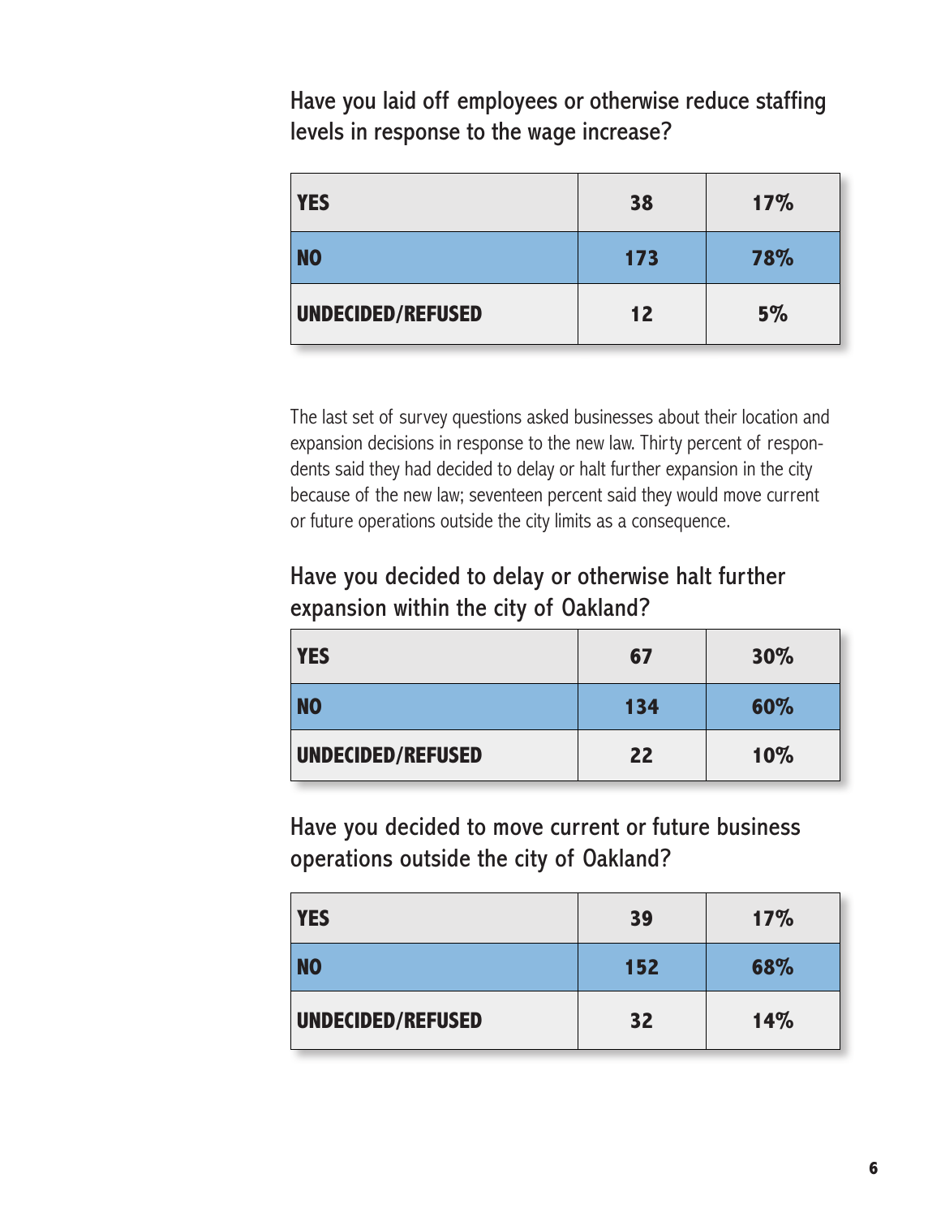### Have you laid off employees or otherwise reduce staffing levels in response to the wage increase?

| | | |
|---|---|---|
| **YES** | **38** | **17%** |
| **NO** | **173** | **78%** |
| **UNDECIDED/REFUSED** | **12** | **5%** |

The last set of survey questions asked businesses about their location and expansion decisions in response to the new law. Thirty percent of respondents said they had decided to delay or halt further expansion in the city because of the new law; seventeen percent said they would move current or future operations outside the city limits as a consequence.

### Have you decided to delay or otherwise halt further expansion within the city of Oakland?

| | | |
|---|---|---|
| **YES** | **67** | **30%** |
| **NO** | **134** | **60%** |
| **UNDECIDED/REFUSED** | **22** | **10%** |

### Have you decided to move current or future business operations outside the city of Oakland?

| | | |
|---|---|---|
| **YES** | **39** | **17%** |
| **NO** | **152** | **68%** |
| **UNDECIDED/REFUSED** | **32** | **14%** |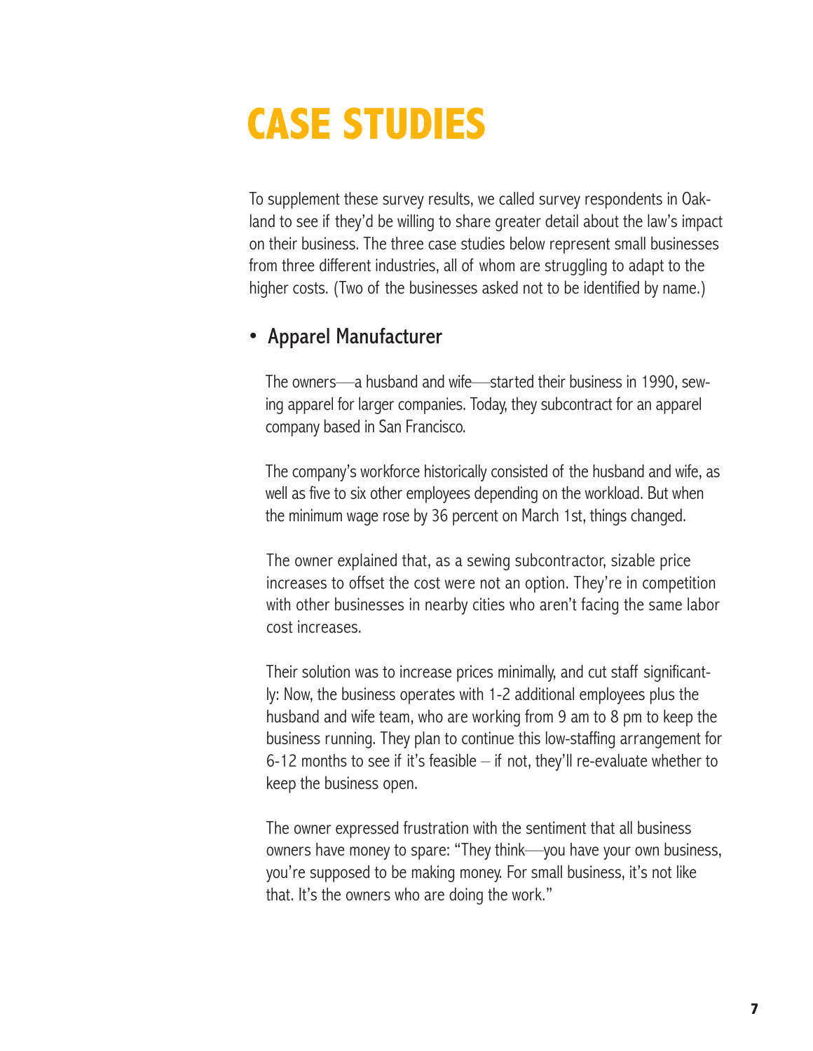# CASE STUDIES

To supplement these survey results, we called survey respondents in Oakland to see if they'd be willing to share greater detail about the law's impact on their business. The three case studies below represent small businesses from three different industries, all of whom are struggling to adapt to the higher costs. (Two of the businesses asked not to be identified by name.)

- **Apparel Manufacturer**

The owners—a husband and wife—started their business in 1990, sewing apparel for larger companies. Today, they subcontract for an apparel company based in San Francisco.

The company's workforce historically consisted of the husband and wife, as well as five to six other employees depending on the workload. But when the minimum wage rose by 36 percent on March 1st, things changed.

The owner explained that, as a sewing subcontractor, sizable price increases to offset the cost were not an option. They're in competition with other businesses in nearby cities who aren't facing the same labor cost increases.

Their solution was to increase prices minimally, and cut staff significantly: Now, the business operates with 1-2 additional employees plus the husband and wife team, who are working from 9 am to 8 pm to keep the business running. They plan to continue this low-staffing arrangement for 6-12 months to see if it's feasible – if not, they'll re-evaluate whether to keep the business open.

The owner expressed frustration with the sentiment that all business owners have money to spare: "They think—you have your own business, you're supposed to be making money. For small business, it's not like that. It's the owners who are doing the work."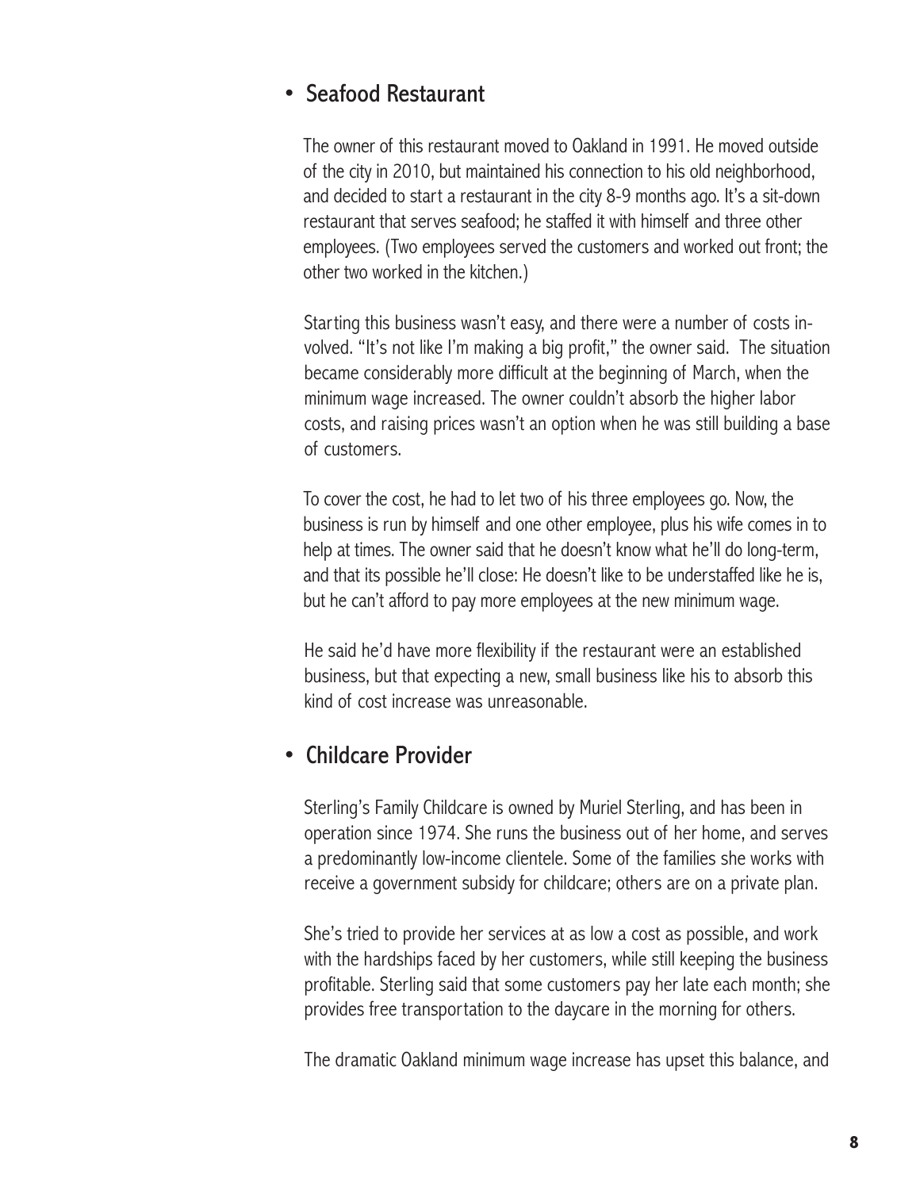- ## Seafood Restaurant

The owner of this restaurant moved to Oakland in 1991. He moved outside of the city in 2010, but maintained his connection to his old neighborhood, and decided to start a restaurant in the city 8-9 months ago. It's a sit-down restaurant that serves seafood; he staffed it with himself and three other employees. (Two employees served the customers and worked out front; the other two worked in the kitchen.)

Starting this business wasn't easy, and there were a number of costs involved. "It's not like I'm making a big profit," the owner said. The situation became considerably more difficult at the beginning of March, when the minimum wage increased. The owner couldn't absorb the higher labor costs, and raising prices wasn't an option when he was still building a base of customers.

To cover the cost, he had to let two of his three employees go. Now, the business is run by himself and one other employee, plus his wife comes in to help at times. The owner said that he doesn't know what he'll do long-term, and that its possible he'll close: He doesn't like to be understaffed like he is, but he can't afford to pay more employees at the new minimum wage.

He said he'd have more flexibility if the restaurant were an established business, but that expecting a new, small business like his to absorb this kind of cost increase was unreasonable.

- ## Childcare Provider

Sterling's Family Childcare is owned by Muriel Sterling, and has been in operation since 1974. She runs the business out of her home, and serves a predominantly low-income clientele. Some of the families she works with receive a government subsidy for childcare; others are on a private plan.

She's tried to provide her services at as low a cost as possible, and work with the hardships faced by her customers, while still keeping the business profitable. Sterling said that some customers pay her late each month; she provides free transportation to the daycare in the morning for others.

The dramatic Oakland minimum wage increase has upset this balance, and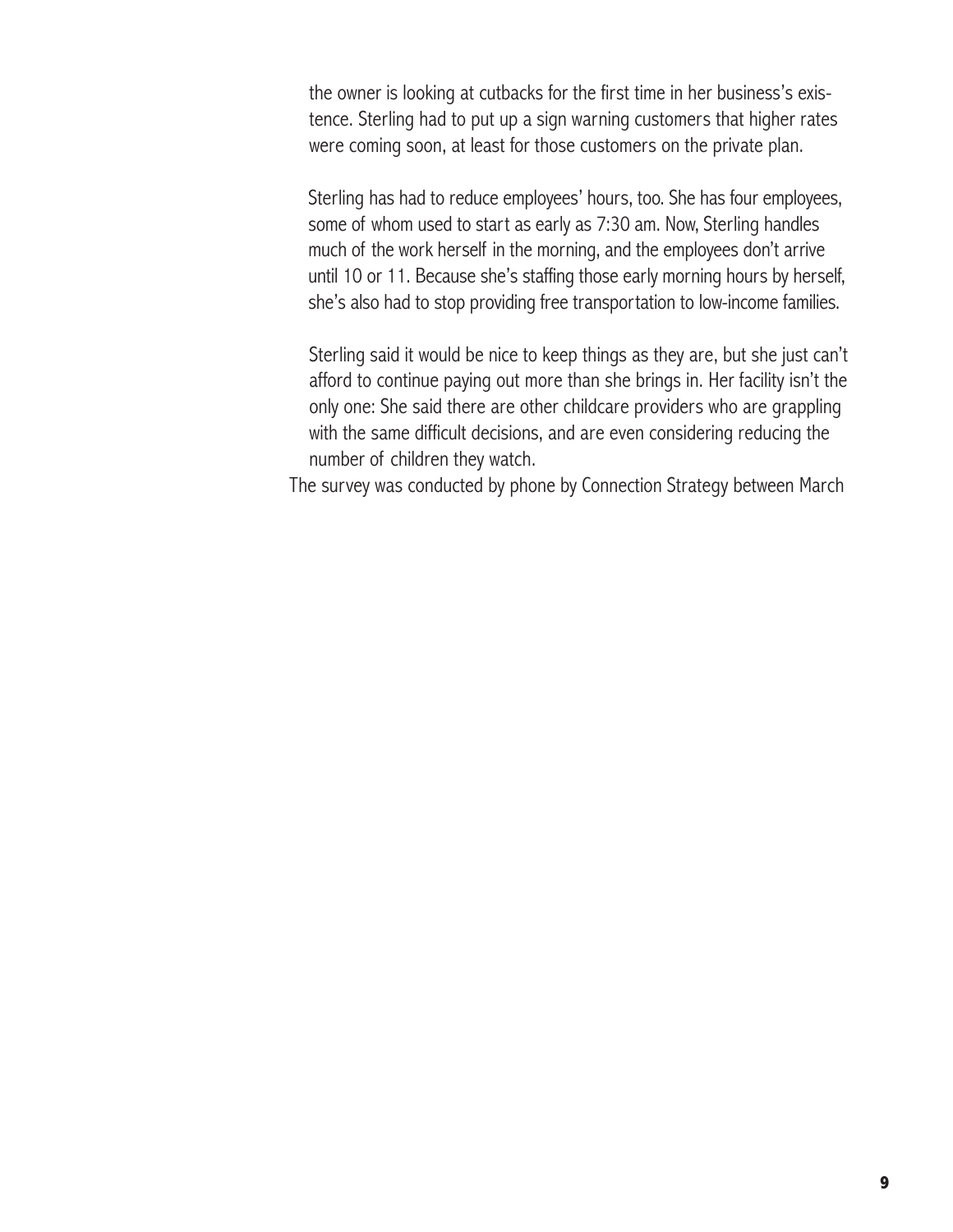the owner is looking at cutbacks for the first time in her business's existence. Sterling had to put up a sign warning customers that higher rates were coming soon, at least for those customers on the private plan.

Sterling has had to reduce employees' hours, too. She has four employees, some of whom used to start as early as 7:30 am. Now, Sterling handles much of the work herself in the morning, and the employees don't arrive until 10 or 11. Because she's staffing those early morning hours by herself, she's also had to stop providing free transportation to low-income families.

Sterling said it would be nice to keep things as they are, but she just can't afford to continue paying out more than she brings in. Her facility isn't the only one: She said there are other childcare providers who are grappling with the same difficult decisions, and are even considering reducing the number of children they watch.

The survey was conducted by phone by Connection Strategy between March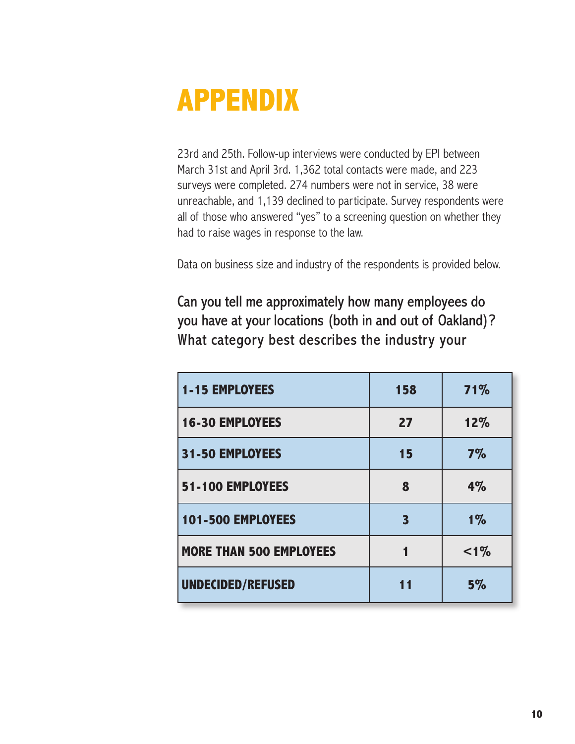# APPENDIX

23rd and 25th. Follow-up interviews were conducted by EPI between March 31st and April 3rd. 1,362 total contacts were made, and 223 surveys were completed. 274 numbers were not in service, 38 were unreachable, and 1,139 declined to participate. Survey respondents were all of those who answered "yes" to a screening question on whether they had to raise wages in response to the law.

Data on business size and industry of the respondents is provided below.

### Can you tell me approximately how many employees do you have at your locations (both in and out of Oakland)? What category best describes the industry your

| | | |
|---|---|---|
| **1-15 EMPLOYEES** | **158** | **71%** |
| **16-30 EMPLOYEES** | **27** | **12%** |
| **31-50 EMPLOYEES** | **15** | **7%** |
| **51-100 EMPLOYEES** | **8** | **4%** |
| **101-500 EMPLOYEES** | **3** | **1%** |
| **MORE THAN 500 EMPLOYEES** | **1** | **<1%** |
| **UNDECIDED/REFUSED** | **11** | **5%** |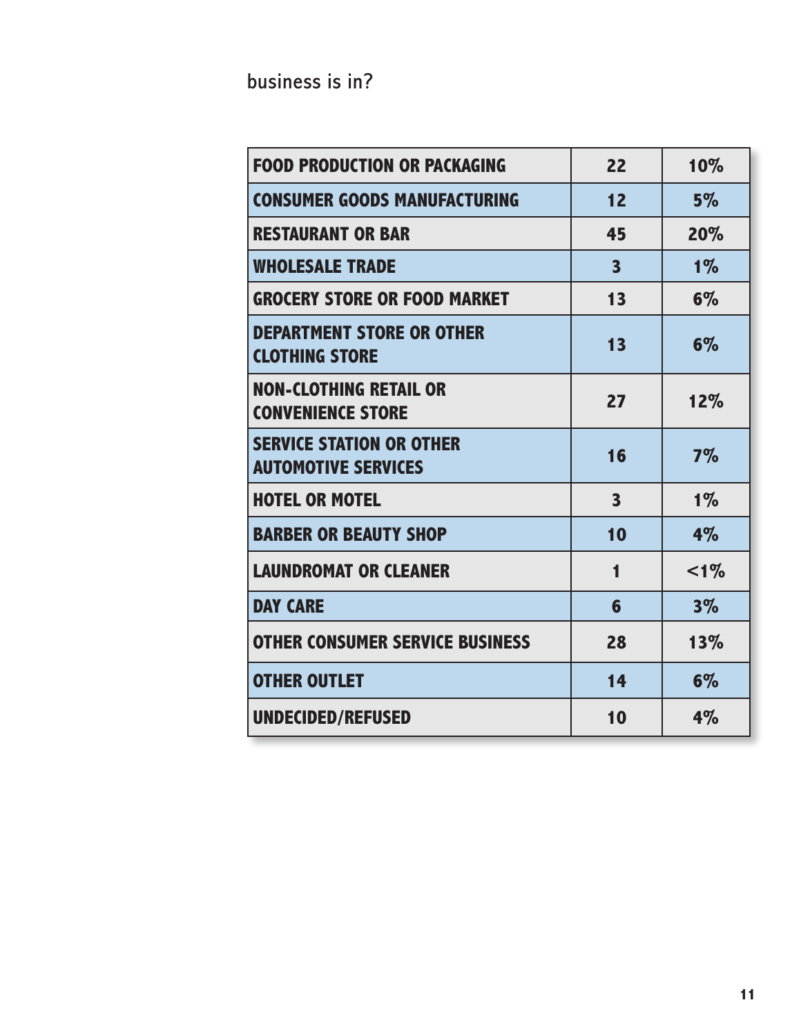business is in?

| | | |
|---|---|---|
| FOOD PRODUCTION OR PACKAGING | 22 | 10% |
| CONSUMER GOODS MANUFACTURING | 12 | 5% |
| RESTAURANT OR BAR | 45 | 20% |
| WHOLESALE TRADE | 3 | 1% |
| GROCERY STORE OR FOOD MARKET | 13 | 6% |
| DEPARTMENT STORE OR OTHER CLOTHING STORE | 13 | 6% |
| NON-CLOTHING RETAIL OR CONVENIENCE STORE | 27 | 12% |
| SERVICE STATION OR OTHER AUTOMOTIVE SERVICES | 16 | 7% |
| HOTEL OR MOTEL | 3 | 1% |
| BARBER OR BEAUTY SHOP | 10 | 4% |
| LAUNDROMAT OR CLEANER | 1 | <1% |
| DAY CARE | 6 | 3% |
| OTHER CONSUMER SERVICE BUSINESS | 28 | 13% |
| OTHER OUTLET | 14 | 6% |
| UNDECIDED/REFUSED | 10 | 4% |